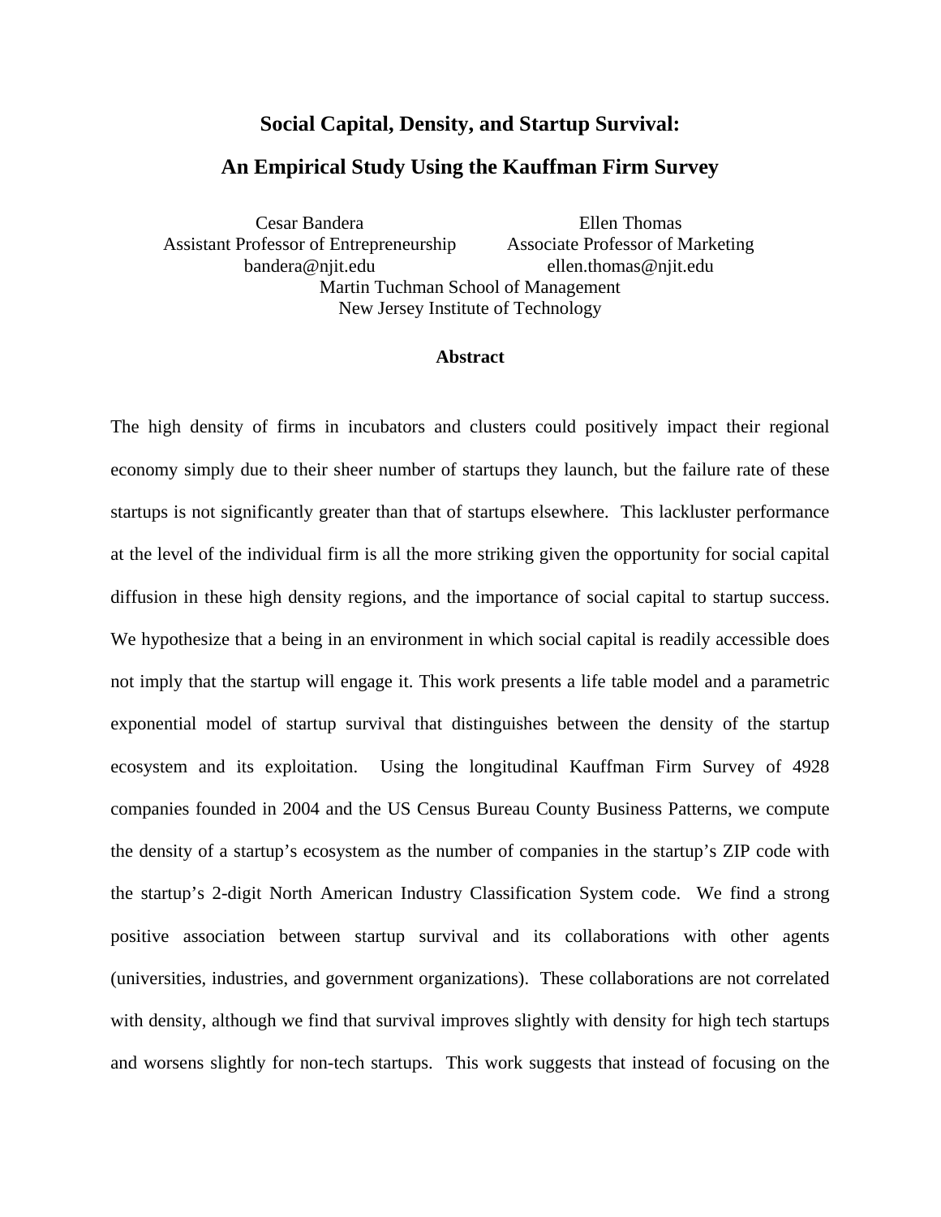# Social Capital, Density, and Startup Survival:

# An Empirical Study Using the Kauffman Firm Survey

Cesar Bandera
Assistant Professor of Entrepreneurship
bandera@njit.edu

Ellen Thomas
Associate Professor of Marketing
ellen.thomas@njit.edu

Martin Tuchman School of Management
New Jersey Institute of Technology

**Abstract**

The high density of firms in incubators and clusters could positively impact their regional economy simply due to their sheer number of startups they launch, but the failure rate of these startups is not significantly greater than that of startups elsewhere. This lackluster performance at the level of the individual firm is all the more striking given the opportunity for social capital diffusion in these high density regions, and the importance of social capital to startup success. We hypothesize that a being in an environment in which social capital is readily accessible does not imply that the startup will engage it. This work presents a life table model and a parametric exponential model of startup survival that distinguishes between the density of the startup ecosystem and its exploitation. Using the longitudinal Kauffman Firm Survey of 4928 companies founded in 2004 and the US Census Bureau County Business Patterns, we compute the density of a startup's ecosystem as the number of companies in the startup's ZIP code with the startup's 2-digit North American Industry Classification System code. We find a strong positive association between startup survival and its collaborations with other agents (universities, industries, and government organizations). These collaborations are not correlated with density, although we find that survival improves slightly with density for high tech startups and worsens slightly for non-tech startups. This work suggests that instead of focusing on the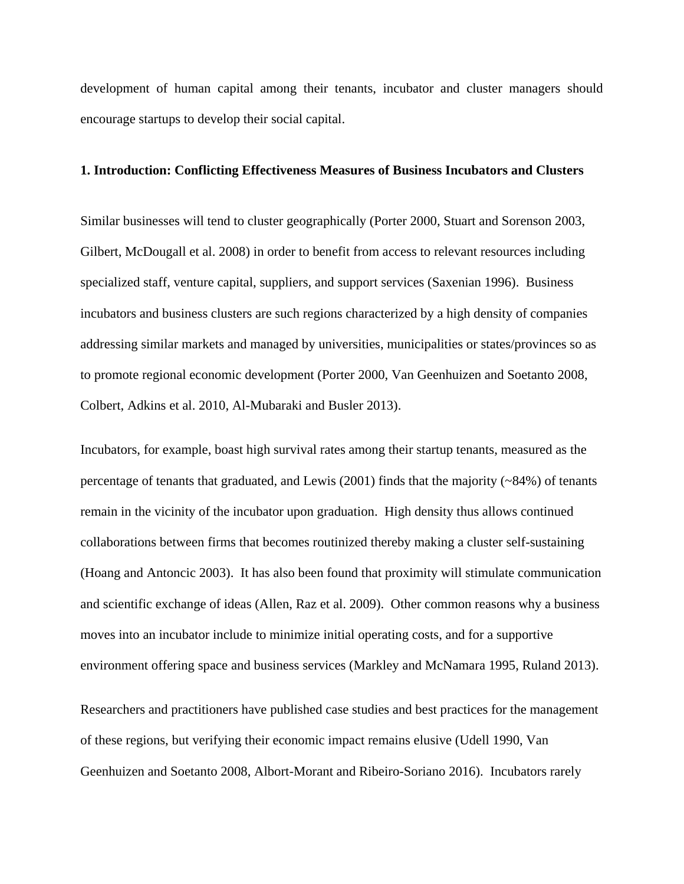development of human capital among their tenants, incubator and cluster managers should encourage startups to develop their social capital.

## 1. Introduction: Conflicting Effectiveness Measures of Business Incubators and Clusters

Similar businesses will tend to cluster geographically (Porter 2000, Stuart and Sorenson 2003, Gilbert, McDougall et al. 2008) in order to benefit from access to relevant resources including specialized staff, venture capital, suppliers, and support services (Saxenian 1996). Business incubators and business clusters are such regions characterized by a high density of companies addressing similar markets and managed by universities, municipalities or states/provinces so as to promote regional economic development (Porter 2000, Van Geenhuizen and Soetanto 2008, Colbert, Adkins et al. 2010, Al-Mubaraki and Busler 2013).

Incubators, for example, boast high survival rates among their startup tenants, measured as the percentage of tenants that graduated, and Lewis (2001) finds that the majority (~84%) of tenants remain in the vicinity of the incubator upon graduation. High density thus allows continued collaborations between firms that becomes routinized thereby making a cluster self-sustaining (Hoang and Antoncic 2003). It has also been found that proximity will stimulate communication and scientific exchange of ideas (Allen, Raz et al. 2009). Other common reasons why a business moves into an incubator include to minimize initial operating costs, and for a supportive environment offering space and business services (Markley and McNamara 1995, Ruland 2013).

Researchers and practitioners have published case studies and best practices for the management of these regions, but verifying their economic impact remains elusive (Udell 1990, Van Geenhuizen and Soetanto 2008, Albort-Morant and Ribeiro-Soriano 2016). Incubators rarely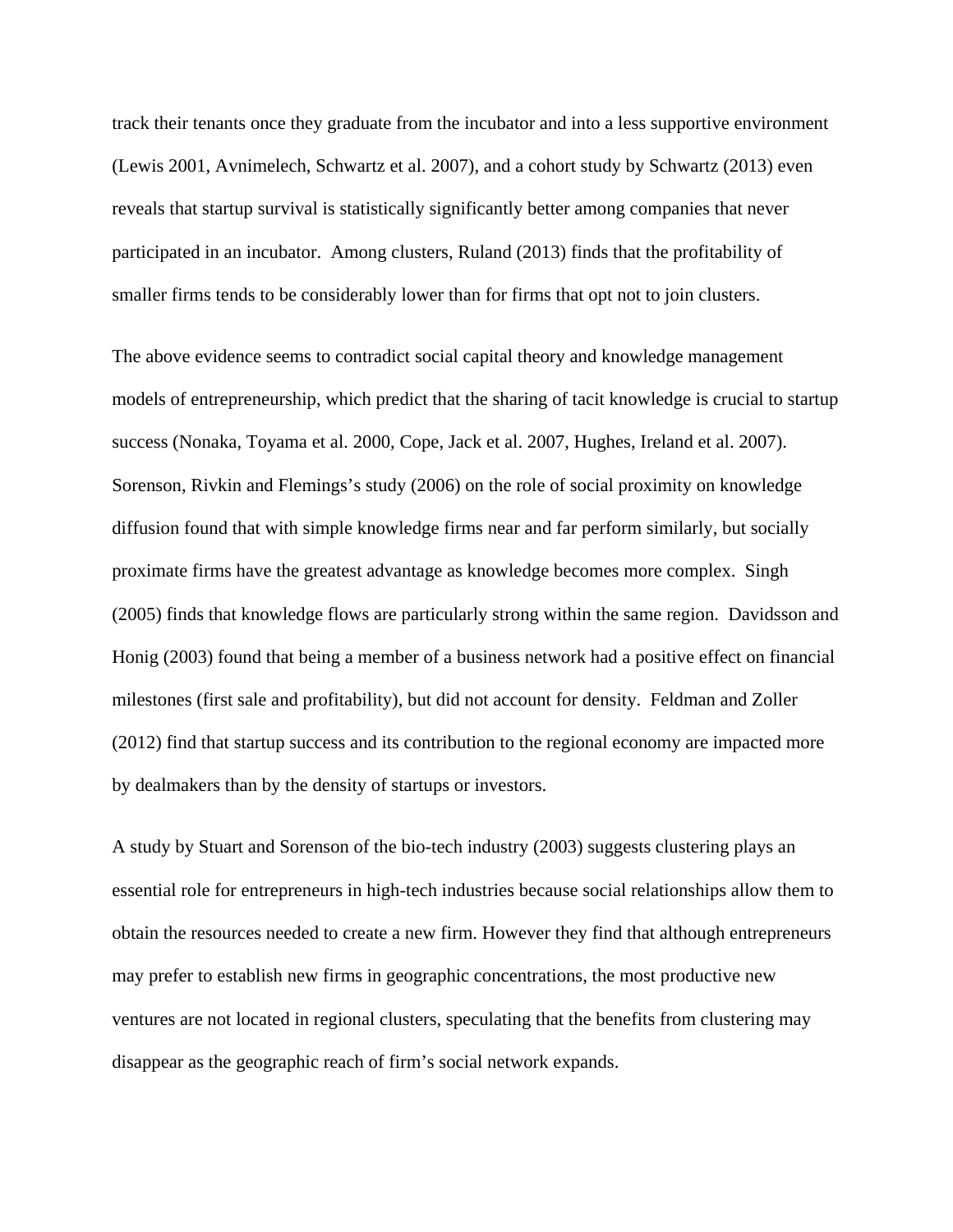track their tenants once they graduate from the incubator and into a less supportive environment (Lewis 2001, Avnimelech, Schwartz et al. 2007), and a cohort study by Schwartz (2013) even reveals that startup survival is statistically significantly better among companies that never participated in an incubator. Among clusters, Ruland (2013) finds that the profitability of smaller firms tends to be considerably lower than for firms that opt not to join clusters.

The above evidence seems to contradict social capital theory and knowledge management models of entrepreneurship, which predict that the sharing of tacit knowledge is crucial to startup success (Nonaka, Toyama et al. 2000, Cope, Jack et al. 2007, Hughes, Ireland et al. 2007). Sorenson, Rivkin and Flemings's study (2006) on the role of social proximity on knowledge diffusion found that with simple knowledge firms near and far perform similarly, but socially proximate firms have the greatest advantage as knowledge becomes more complex. Singh (2005) finds that knowledge flows are particularly strong within the same region. Davidsson and Honig (2003) found that being a member of a business network had a positive effect on financial milestones (first sale and profitability), but did not account for density. Feldman and Zoller (2012) find that startup success and its contribution to the regional economy are impacted more by dealmakers than by the density of startups or investors.

A study by Stuart and Sorenson of the bio-tech industry (2003) suggests clustering plays an essential role for entrepreneurs in high-tech industries because social relationships allow them to obtain the resources needed to create a new firm. However they find that although entrepreneurs may prefer to establish new firms in geographic concentrations, the most productive new ventures are not located in regional clusters, speculating that the benefits from clustering may disappear as the geographic reach of firm's social network expands.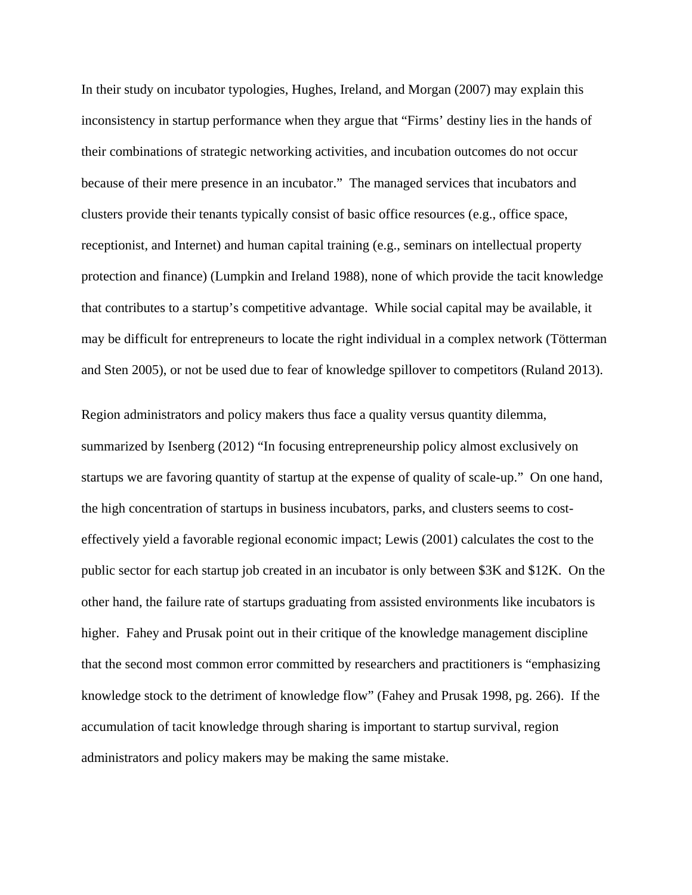In their study on incubator typologies, Hughes, Ireland, and Morgan (2007) may explain this inconsistency in startup performance when they argue that "Firms' destiny lies in the hands of their combinations of strategic networking activities, and incubation outcomes do not occur because of their mere presence in an incubator." The managed services that incubators and clusters provide their tenants typically consist of basic office resources (e.g., office space, receptionist, and Internet) and human capital training (e.g., seminars on intellectual property protection and finance) (Lumpkin and Ireland 1988), none of which provide the tacit knowledge that contributes to a startup's competitive advantage. While social capital may be available, it may be difficult for entrepreneurs to locate the right individual in a complex network (Tötterman and Sten 2005), or not be used due to fear of knowledge spillover to competitors (Ruland 2013).

Region administrators and policy makers thus face a quality versus quantity dilemma, summarized by Isenberg (2012) "In focusing entrepreneurship policy almost exclusively on startups we are favoring quantity of startup at the expense of quality of scale-up." On one hand, the high concentration of startups in business incubators, parks, and clusters seems to cost-effectively yield a favorable regional economic impact; Lewis (2001) calculates the cost to the public sector for each startup job created in an incubator is only between $3K and $12K. On the other hand, the failure rate of startups graduating from assisted environments like incubators is higher. Fahey and Prusak point out in their critique of the knowledge management discipline that the second most common error committed by researchers and practitioners is "emphasizing knowledge stock to the detriment of knowledge flow" (Fahey and Prusak 1998, pg. 266). If the accumulation of tacit knowledge through sharing is important to startup survival, region administrators and policy makers may be making the same mistake.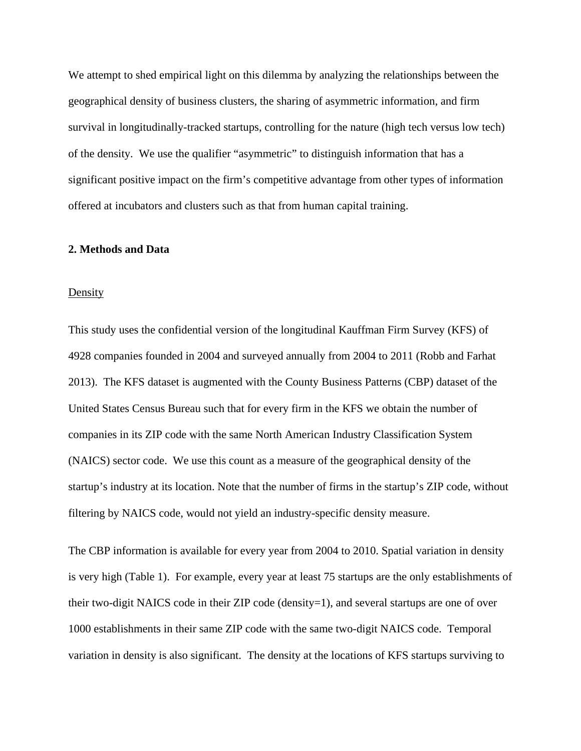We attempt to shed empirical light on this dilemma by analyzing the relationships between the geographical density of business clusters, the sharing of asymmetric information, and firm survival in longitudinally-tracked startups, controlling for the nature (high tech versus low tech) of the density. We use the qualifier "asymmetric" to distinguish information that has a significant positive impact on the firm's competitive advantage from other types of information offered at incubators and clusters such as that from human capital training.

## 2. Methods and Data

Density

This study uses the confidential version of the longitudinal Kauffman Firm Survey (KFS) of 4928 companies founded in 2004 and surveyed annually from 2004 to 2011 (Robb and Farhat 2013). The KFS dataset is augmented with the County Business Patterns (CBP) dataset of the United States Census Bureau such that for every firm in the KFS we obtain the number of companies in its ZIP code with the same North American Industry Classification System (NAICS) sector code. We use this count as a measure of the geographical density of the startup's industry at its location. Note that the number of firms in the startup's ZIP code, without filtering by NAICS code, would not yield an industry-specific density measure.

The CBP information is available for every year from 2004 to 2010. Spatial variation in density is very high (Table 1). For example, every year at least 75 startups are the only establishments of their two-digit NAICS code in their ZIP code (density=1), and several startups are one of over 1000 establishments in their same ZIP code with the same two-digit NAICS code. Temporal variation in density is also significant. The density at the locations of KFS startups surviving to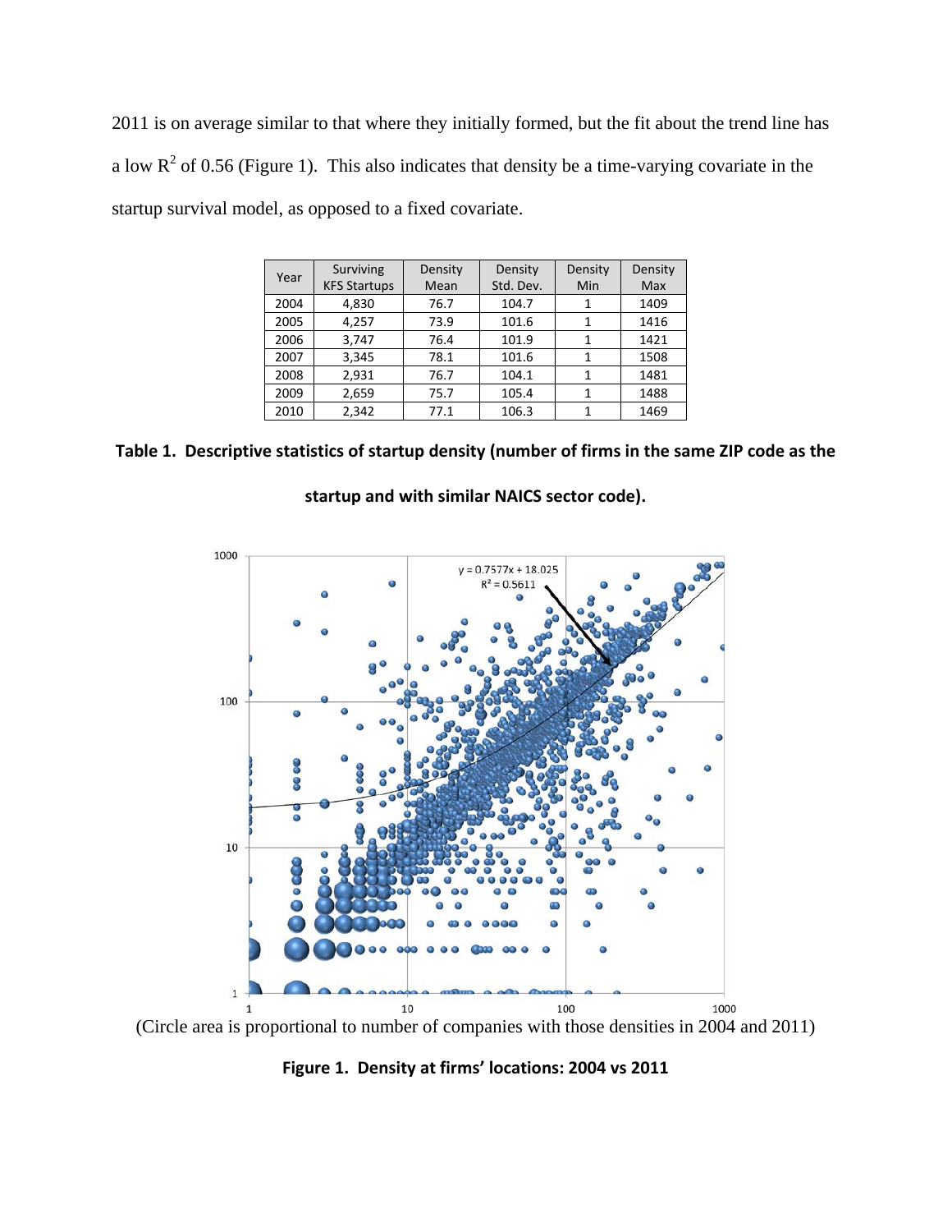2011 is on average similar to that where they initially formed, but the fit about the trend line has a low $R^2$ of 0.56 (Figure 1). This also indicates that density be a time-varying covariate in the startup survival model, as opposed to a fixed covariate.

| Year | Surviving KFS Startups | Density Mean | Density Std. Dev. | Density Min | Density Max |
|---|---|---|---|---|---|
| 2004 | 4,830 | 76.7 | 104.7 | 1 | 1409 |
| 2005 | 4,257 | 73.9 | 101.6 | 1 | 1416 |
| 2006 | 3,747 | 76.4 | 101.9 | 1 | 1421 |
| 2007 | 3,345 | 78.1 | 101.6 | 1 | 1508 |
| 2008 | 2,931 | 76.7 | 104.1 | 1 | 1481 |
| 2009 | 2,659 | 75.7 | 105.4 | 1 | 1488 |
| 2010 | 2,342 | 77.1 | 106.3 | 1 | 1469 |

**Table 1. Descriptive statistics of startup density (number of firms in the same ZIP code as the startup and with similar NAICS sector code).**

(Circle area is proportional to number of companies with those densities in 2004 and 2011)

**Figure 1. Density at firms' locations: 2004 vs 2011**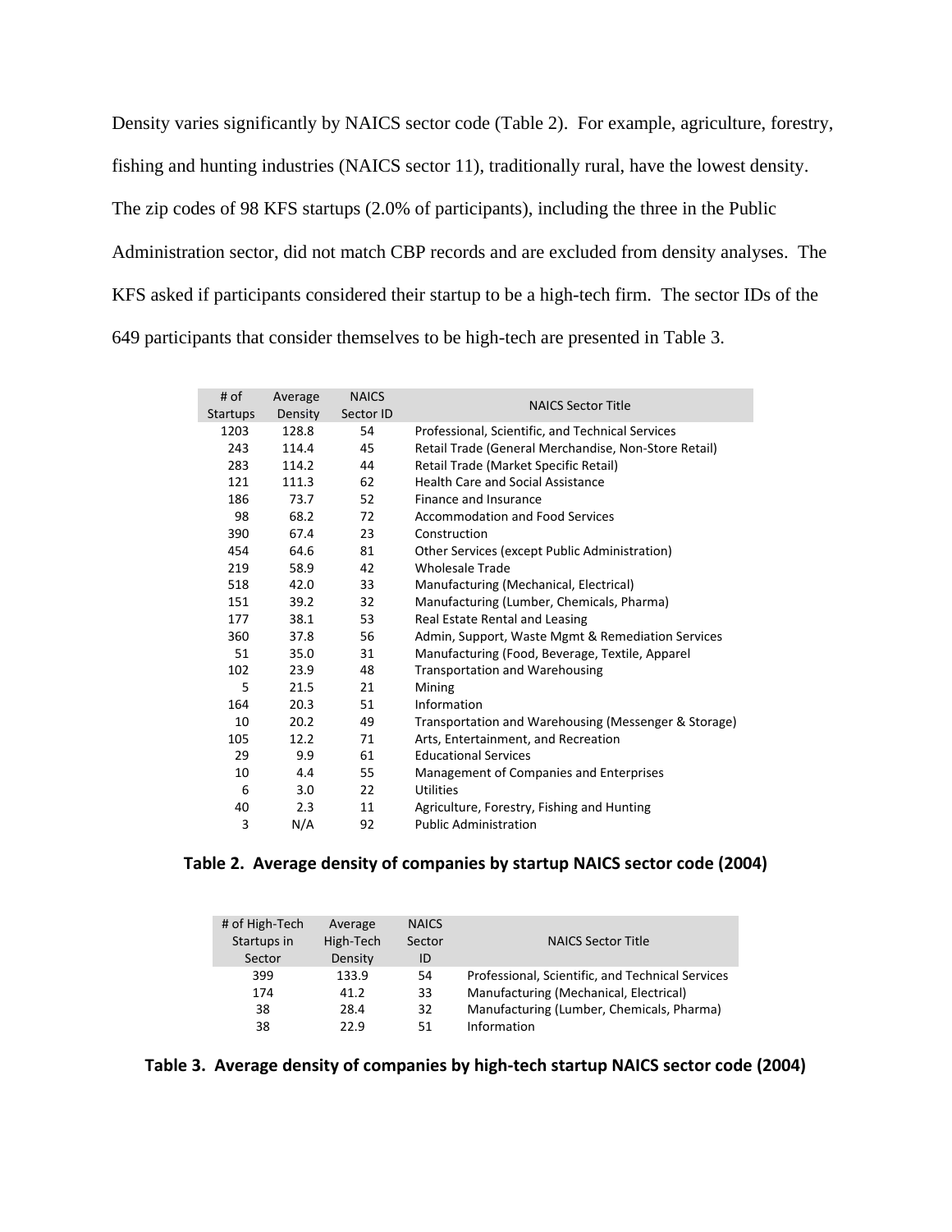Density varies significantly by NAICS sector code (Table 2). For example, agriculture, forestry, fishing and hunting industries (NAICS sector 11), traditionally rural, have the lowest density. The zip codes of 98 KFS startups (2.0% of participants), including the three in the Public Administration sector, did not match CBP records and are excluded from density analyses. The KFS asked if participants considered their startup to be a high-tech firm. The sector IDs of the 649 participants that consider themselves to be high-tech are presented in Table 3.

| # of Startups | Average Density | NAICS Sector ID | NAICS Sector Title |
|---|---|---|---|
| 1203 | 128.8 | 54 | Professional, Scientific, and Technical Services |
| 243 | 114.4 | 45 | Retail Trade (General Merchandise, Non-Store Retail) |
| 283 | 114.2 | 44 | Retail Trade (Market Specific Retail) |
| 121 | 111.3 | 62 | Health Care and Social Assistance |
| 186 | 73.7 | 52 | Finance and Insurance |
| 98 | 68.2 | 72 | Accommodation and Food Services |
| 390 | 67.4 | 23 | Construction |
| 454 | 64.6 | 81 | Other Services (except Public Administration) |
| 219 | 58.9 | 42 | Wholesale Trade |
| 518 | 42.0 | 33 | Manufacturing (Mechanical, Electrical) |
| 151 | 39.2 | 32 | Manufacturing (Lumber, Chemicals, Pharma) |
| 177 | 38.1 | 53 | Real Estate Rental and Leasing |
| 360 | 37.8 | 56 | Admin, Support, Waste Mgmt & Remediation Services |
| 51 | 35.0 | 31 | Manufacturing (Food, Beverage, Textile, Apparel |
| 102 | 23.9 | 48 | Transportation and Warehousing |
| 5 | 21.5 | 21 | Mining |
| 164 | 20.3 | 51 | Information |
| 10 | 20.2 | 49 | Transportation and Warehousing (Messenger & Storage) |
| 105 | 12.2 | 71 | Arts, Entertainment, and Recreation |
| 29 | 9.9 | 61 | Educational Services |
| 10 | 4.4 | 55 | Management of Companies and Enterprises |
| 6 | 3.0 | 22 | Utilities |
| 40 | 2.3 | 11 | Agriculture, Forestry, Fishing and Hunting |
| 3 | N/A | 92 | Public Administration |

**Table 2. Average density of companies by startup NAICS sector code (2004)**

| # of High-Tech Startups in Sector | Average High-Tech Density | NAICS Sector ID | NAICS Sector Title |
|---|---|---|---|
| 399 | 133.9 | 54 | Professional, Scientific, and Technical Services |
| 174 | 41.2 | 33 | Manufacturing (Mechanical, Electrical) |
| 38 | 28.4 | 32 | Manufacturing (Lumber, Chemicals, Pharma) |
| 38 | 22.9 | 51 | Information |

**Table 3. Average density of companies by high-tech startup NAICS sector code (2004)**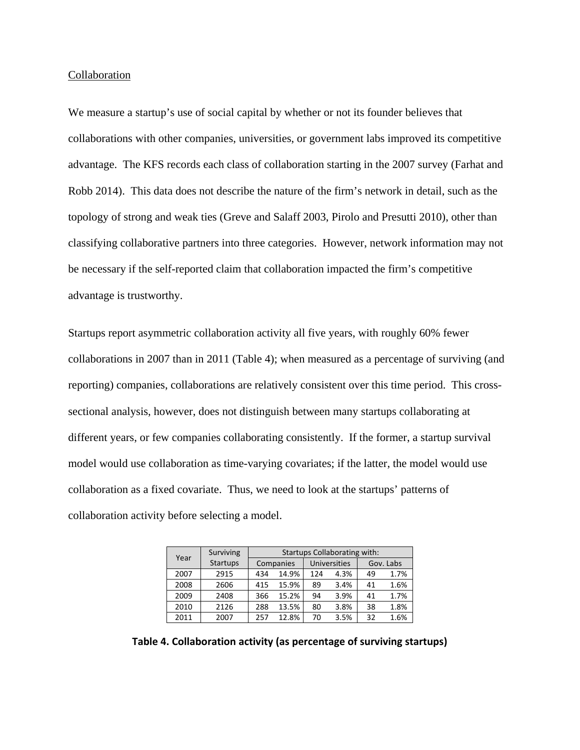Collaboration

We measure a startup's use of social capital by whether or not its founder believes that collaborations with other companies, universities, or government labs improved its competitive advantage. The KFS records each class of collaboration starting in the 2007 survey (Farhat and Robb 2014). This data does not describe the nature of the firm's network in detail, such as the topology of strong and weak ties (Greve and Salaff 2003, Pirolo and Presutti 2010), other than classifying collaborative partners into three categories. However, network information may not be necessary if the self-reported claim that collaboration impacted the firm's competitive advantage is trustworthy.

Startups report asymmetric collaboration activity all five years, with roughly 60% fewer collaborations in 2007 than in 2011 (Table 4); when measured as a percentage of surviving (and reporting) companies, collaborations are relatively consistent over this time period. This cross-sectional analysis, however, does not distinguish between many startups collaborating at different years, or few companies collaborating consistently. If the former, a startup survival model would use collaboration as time-varying covariates; if the latter, the model would use collaboration as a fixed covariate. Thus, we need to look at the startups' patterns of collaboration activity before selecting a model.

| Year | Surviving Startups | Startups Collaborating with: | | | | | |
|---|---|---|---|---|---|---|---|
| | | Companies | | Universities | | Gov. Labs | |
| 2007 | 2915 | 434 | 14.9% | 124 | 4.3% | 49 | 1.7% |
| 2008 | 2606 | 415 | 15.9% | 89 | 3.4% | 41 | 1.6% |
| 2009 | 2408 | 366 | 15.2% | 94 | 3.9% | 41 | 1.7% |
| 2010 | 2126 | 288 | 13.5% | 80 | 3.8% | 38 | 1.8% |
| 2011 | 2007 | 257 | 12.8% | 70 | 3.5% | 32 | 1.6% |

**Table 4. Collaboration activity (as percentage of surviving startups)**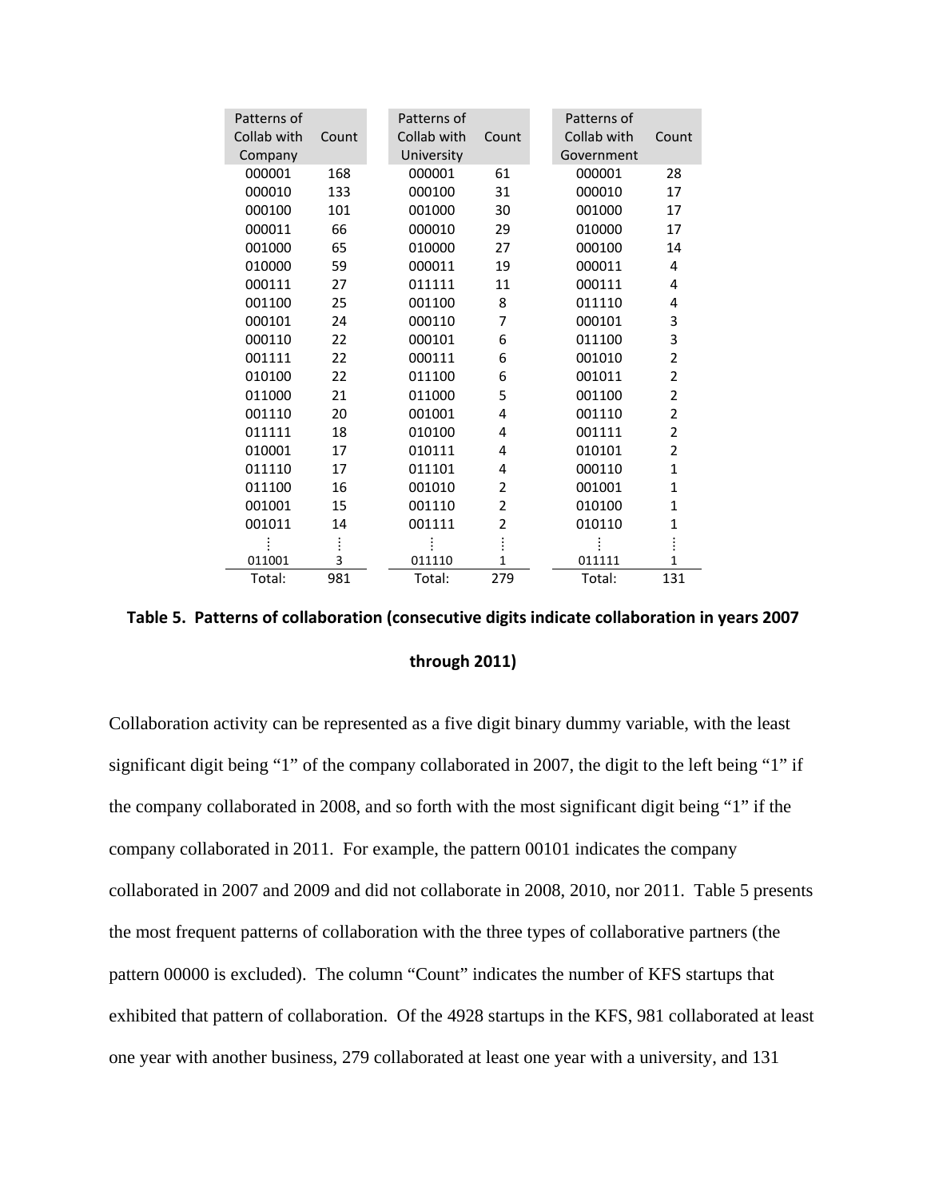| Patterns of Collab with Company | Count | Patterns of Collab with University | Count | Patterns of Collab with Government | Count |
|---|---|---|---|---|---|
| 000001 | 168 | 000001 | 61 | 000001 | 28 |
| 000010 | 133 | 000100 | 31 | 000010 | 17 |
| 000100 | 101 | 001000 | 30 | 001000 | 17 |
| 000011 | 66 | 000010 | 29 | 010000 | 17 |
| 001000 | 65 | 010000 | 27 | 000100 | 14 |
| 010000 | 59 | 000011 | 19 | 000011 | 4 |
| 000111 | 27 | 011111 | 11 | 000111 | 4 |
| 001100 | 25 | 001100 | 8 | 011110 | 4 |
| 000101 | 24 | 000110 | 7 | 000101 | 3 |
| 000110 | 22 | 000101 | 6 | 011100 | 3 |
| 001111 | 22 | 000111 | 6 | 001010 | 2 |
| 010100 | 22 | 011100 | 6 | 001011 | 2 |
| 011000 | 21 | 011000 | 5 | 001100 | 2 |
| 001110 | 20 | 001001 | 4 | 001110 | 2 |
| 011111 | 18 | 010100 | 4 | 001111 | 2 |
| 010001 | 17 | 010111 | 4 | 010101 | 2 |
| 011110 | 17 | 011101 | 4 | 000110 | 1 |
| 011100 | 16 | 001010 | 2 | 001001 | 1 |
| 001001 | 15 | 001110 | 2 | 010100 | 1 |
| 001011 | 14 | 001111 | 2 | 010110 | 1 |
| ⋮ | ⋮ | ⋮ | ⋮ | ⋮ | ⋮ |
| 011001 | 3 | 011110 | 1 | 011111 | 1 |
| Total: | 981 | Total: | 279 | Total: | 131 |

**Table 5. Patterns of collaboration (consecutive digits indicate collaboration in years 2007 through 2011)**

Collaboration activity can be represented as a five digit binary dummy variable, with the least significant digit being "1" of the company collaborated in 2007, the digit to the left being "1" if the company collaborated in 2008, and so forth with the most significant digit being "1" if the company collaborated in 2011. For example, the pattern 00101 indicates the company collaborated in 2007 and 2009 and did not collaborate in 2008, 2010, nor 2011. Table 5 presents the most frequent patterns of collaboration with the three types of collaborative partners (the pattern 00000 is excluded). The column "Count" indicates the number of KFS startups that exhibited that pattern of collaboration. Of the 4928 startups in the KFS, 981 collaborated at least one year with another business, 279 collaborated at least one year with a university, and 131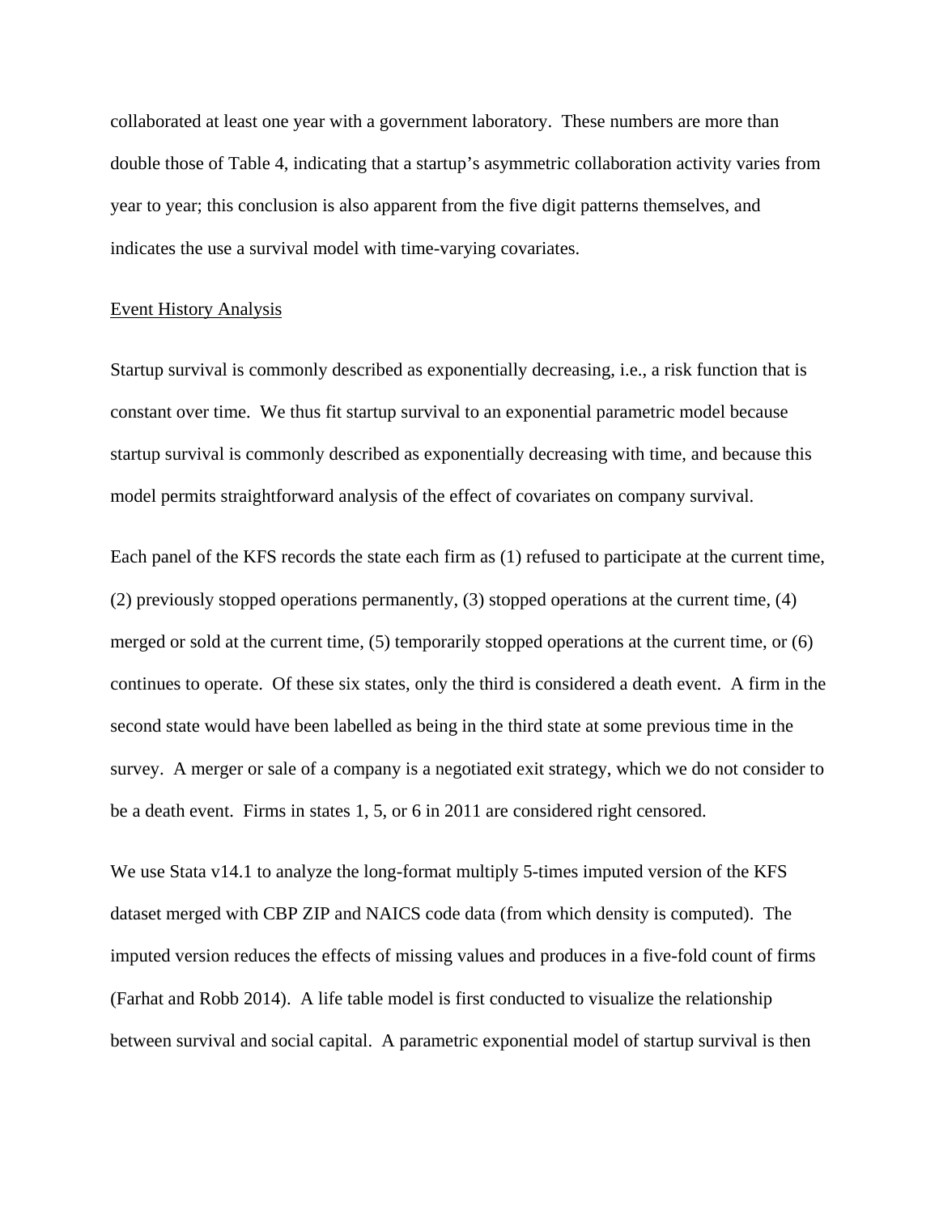collaborated at least one year with a government laboratory. These numbers are more than double those of Table 4, indicating that a startup's asymmetric collaboration activity varies from year to year; this conclusion is also apparent from the five digit patterns themselves, and indicates the use a survival model with time-varying covariates.

<u>Event History Analysis</u>

Startup survival is commonly described as exponentially decreasing, i.e., a risk function that is constant over time. We thus fit startup survival to an exponential parametric model because startup survival is commonly described as exponentially decreasing with time, and because this model permits straightforward analysis of the effect of covariates on company survival.

Each panel of the KFS records the state each firm as (1) refused to participate at the current time, (2) previously stopped operations permanently, (3) stopped operations at the current time, (4) merged or sold at the current time, (5) temporarily stopped operations at the current time, or (6) continues to operate. Of these six states, only the third is considered a death event. A firm in the second state would have been labelled as being in the third state at some previous time in the survey. A merger or sale of a company is a negotiated exit strategy, which we do not consider to be a death event. Firms in states 1, 5, or 6 in 2011 are considered right censored.

We use Stata v14.1 to analyze the long-format multiply 5-times imputed version of the KFS dataset merged with CBP ZIP and NAICS code data (from which density is computed). The imputed version reduces the effects of missing values and produces in a five-fold count of firms (Farhat and Robb 2014). A life table model is first conducted to visualize the relationship between survival and social capital. A parametric exponential model of startup survival is then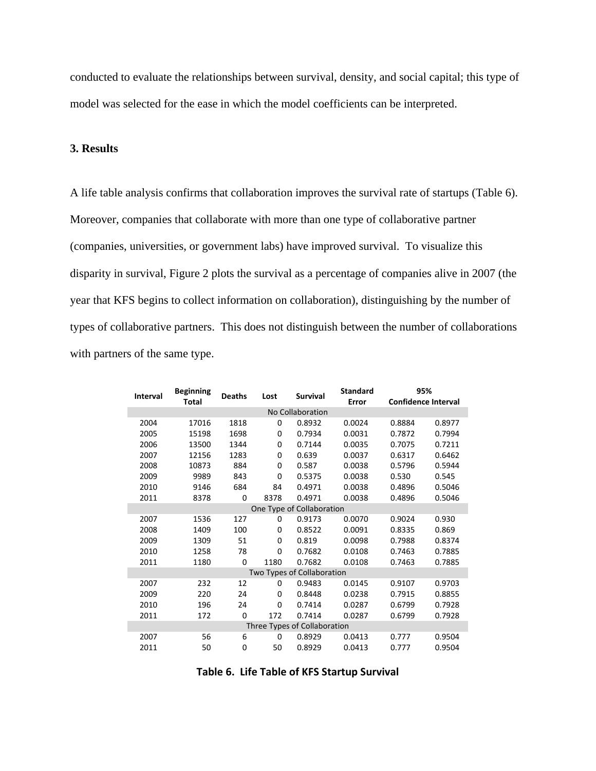conducted to evaluate the relationships between survival, density, and social capital; this type of model was selected for the ease in which the model coefficients can be interpreted.

## 3. Results

A life table analysis confirms that collaboration improves the survival rate of startups (Table 6). Moreover, companies that collaborate with more than one type of collaborative partner (companies, universities, or government labs) have improved survival. To visualize this disparity in survival, Figure 2 plots the survival as a percentage of companies alive in 2007 (the year that KFS begins to collect information on collaboration), distinguishing by the number of types of collaborative partners. This does not distinguish between the number of collaborations with partners of the same type.

| Interval | Beginning Total | Deaths | Lost | Survival | Standard Error | 95% Confidence Interval | |
|---|---|---|---|---|---|---|---|
| | | | | No Collaboration | | | |
| 2004 | 17016 | 1818 | 0 | 0.8932 | 0.0024 | 0.8884 | 0.8977 |
| 2005 | 15198 | 1698 | 0 | 0.7934 | 0.0031 | 0.7872 | 0.7994 |
| 2006 | 13500 | 1344 | 0 | 0.7144 | 0.0035 | 0.7075 | 0.7211 |
| 2007 | 12156 | 1283 | 0 | 0.639 | 0.0037 | 0.6317 | 0.6462 |
| 2008 | 10873 | 884 | 0 | 0.587 | 0.0038 | 0.5796 | 0.5944 |
| 2009 | 9989 | 843 | 0 | 0.5375 | 0.0038 | 0.530 | 0.545 |
| 2010 | 9146 | 684 | 84 | 0.4971 | 0.0038 | 0.4896 | 0.5046 |
| 2011 | 8378 | 0 | 8378 | 0.4971 | 0.0038 | 0.4896 | 0.5046 |
| | | | | One Type of Collaboration | | | |
| 2007 | 1536 | 127 | 0 | 0.9173 | 0.0070 | 0.9024 | 0.930 |
| 2008 | 1409 | 100 | 0 | 0.8522 | 0.0091 | 0.8335 | 0.869 |
| 2009 | 1309 | 51 | 0 | 0.819 | 0.0098 | 0.7988 | 0.8374 |
| 2010 | 1258 | 78 | 0 | 0.7682 | 0.0108 | 0.7463 | 0.7885 |
| 2011 | 1180 | 0 | 1180 | 0.7682 | 0.0108 | 0.7463 | 0.7885 |
| | | | | Two Types of Collaboration | | | |
| 2007 | 232 | 12 | 0 | 0.9483 | 0.0145 | 0.9107 | 0.9703 |
| 2009 | 220 | 24 | 0 | 0.8448 | 0.0238 | 0.7915 | 0.8855 |
| 2010 | 196 | 24 | 0 | 0.7414 | 0.0287 | 0.6799 | 0.7928 |
| 2011 | 172 | 0 | 172 | 0.7414 | 0.0287 | 0.6799 | 0.7928 |
| | | | | Three Types of Collaboration | | | |
| 2007 | 56 | 6 | 0 | 0.8929 | 0.0413 | 0.777 | 0.9504 |
| 2011 | 50 | 0 | 50 | 0.8929 | 0.0413 | 0.777 | 0.9504 |

**Table 6. Life Table of KFS Startup Survival**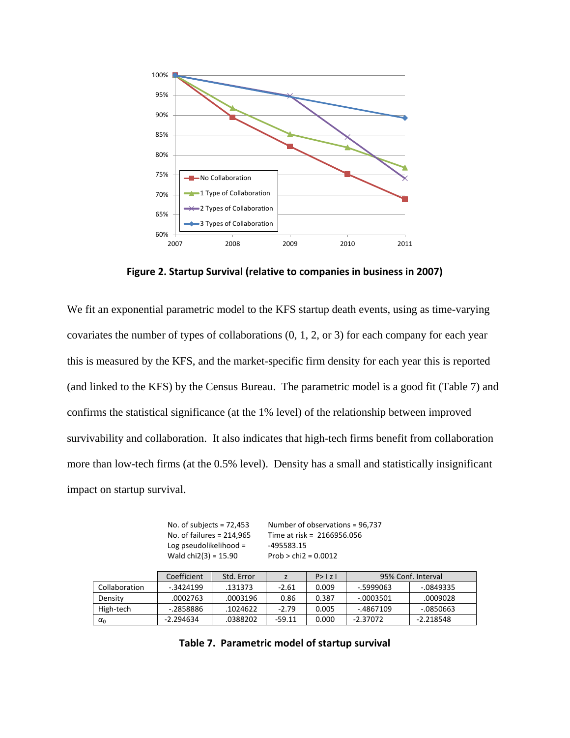**Figure 2. Startup Survival (relative to companies in business in 2007)**

We fit an exponential parametric model to the KFS startup death events, using as time-varying covariates the number of types of collaborations (0, 1, 2, or 3) for each company for each year this is measured by the KFS, and the market-specific firm density for each year this is reported (and linked to the KFS) by the Census Bureau. The parametric model is a good fit (Table 7) and confirms the statistical significance (at the 1% level) of the relationship between improved survivability and collaboration. It also indicates that high-tech firms benefit from collaboration more than low-tech firms (at the 0.5% level). Density has a small and statistically insignificant impact on startup survival.

No. of subjects = 72,453
No. of failures = 214,965
Log pseudolikelihood = -495583.15
Wald chi2(3) = 15.90
Number of observations = 96,737
Time at risk = 2166956.056
Prob > chi2 = 0.0012

| | Coefficient | Std. Error | z | P>\|z\| | 95% Conf. Interval | |
|---|---|---|---|---|---|---|
| Collaboration | -.3424199 | .131373 | -2.61 | 0.009 | -.5999063 | -.0849335 |
| Density | .0002763 | .0003196 | 0.86 | 0.387 | -.0003501 | .0009028 |
| High-tech | -.2858886 | .1024622 | -2.79 | 0.005 | -.4867109 | -.0850663 |
| $\alpha_0$ | -2.294634 | .0388202 | -59.11 | 0.000 | -2.37072 | -2.218548 |

**Table 7. Parametric model of startup survival**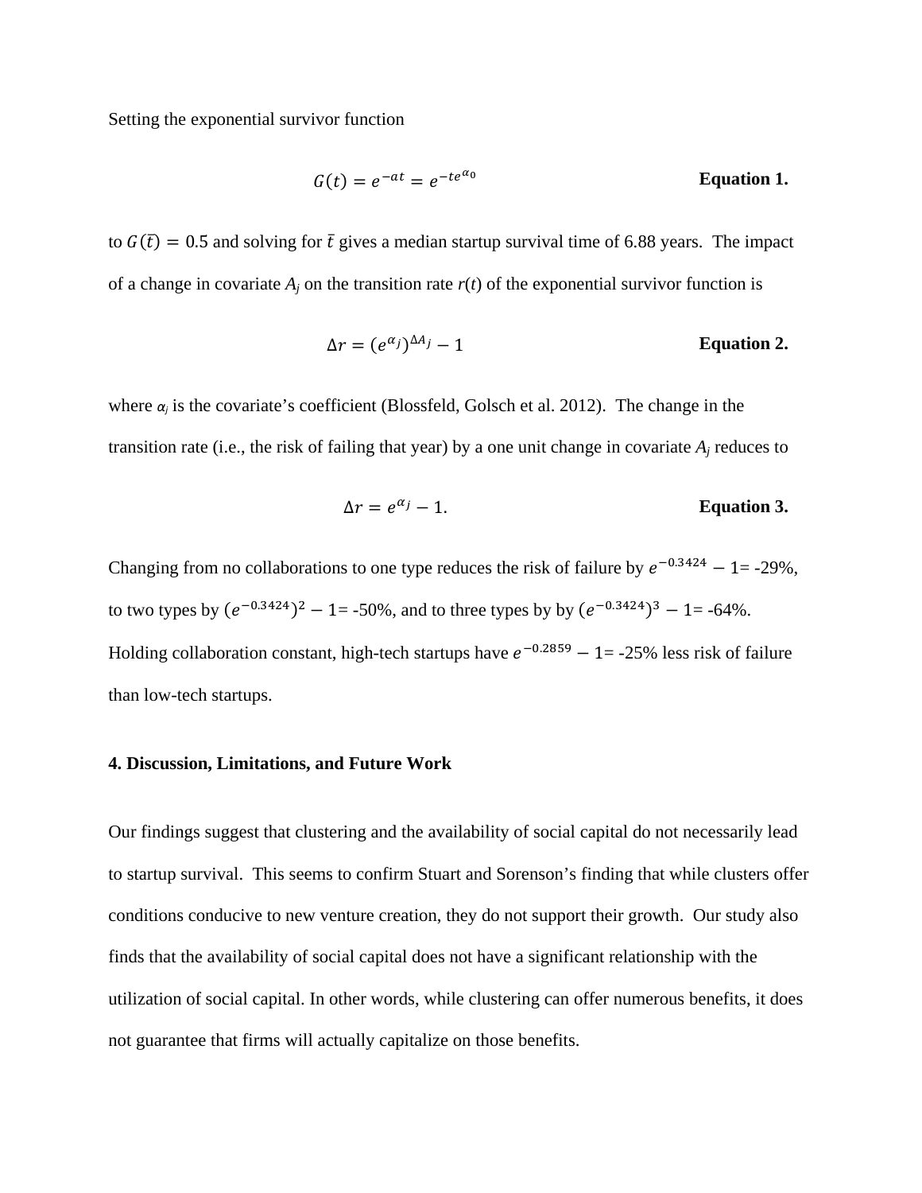Setting the exponential survivor function

$$G(t) = e^{-at} = e^{-te^{\alpha_0}} \qquad \textbf{Equation 1.}$$

to $G(\bar{t}) = 0.5$ and solving for $\bar{t}$ gives a median startup survival time of 6.88 years. The impact of a change in covariate $A_j$ on the transition rate $r(t)$ of the exponential survivor function is

$$\Delta r = (e^{\alpha_j})^{\Delta A_j} - 1 \qquad \textbf{Equation 2.}$$

where $\alpha_j$ is the covariate's coefficient (Blossfeld, Golsch et al. 2012). The change in the transition rate (i.e., the risk of failing that year) by a one unit change in covariate $A_j$ reduces to

$$\Delta r = e^{\alpha_j} - 1. \qquad \textbf{Equation 3.}$$

Changing from no collaborations to one type reduces the risk of failure by $e^{-0.3424} - 1$= -29%, to two types by $(e^{-0.3424})^2 - 1$= -50%, and to three types by by $(e^{-0.3424})^3 - 1$= -64%. Holding collaboration constant, high-tech startups have $e^{-0.2859} - 1$= -25% less risk of failure than low-tech startups.

## 4. Discussion, Limitations, and Future Work

Our findings suggest that clustering and the availability of social capital do not necessarily lead to startup survival. This seems to confirm Stuart and Sorenson's finding that while clusters offer conditions conducive to new venture creation, they do not support their growth. Our study also finds that the availability of social capital does not have a significant relationship with the utilization of social capital. In other words, while clustering can offer numerous benefits, it does not guarantee that firms will actually capitalize on those benefits.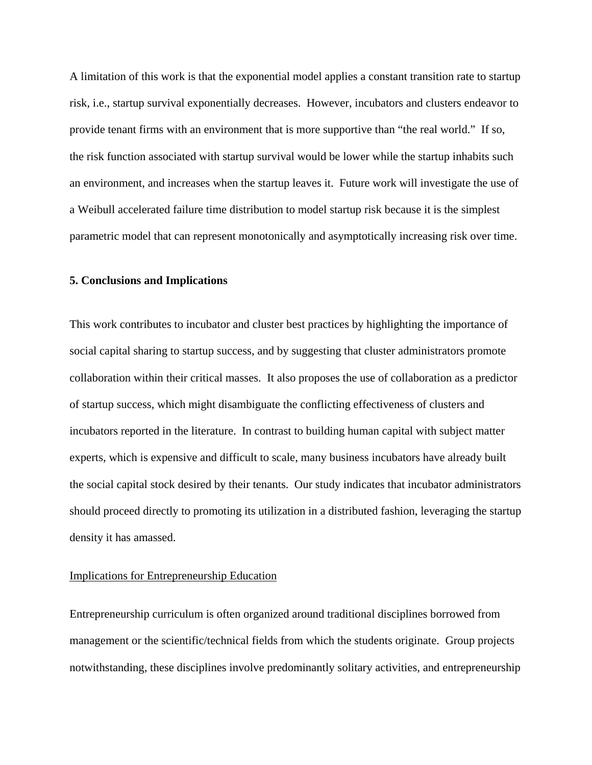A limitation of this work is that the exponential model applies a constant transition rate to startup risk, i.e., startup survival exponentially decreases. However, incubators and clusters endeavor to provide tenant firms with an environment that is more supportive than "the real world." If so, the risk function associated with startup survival would be lower while the startup inhabits such an environment, and increases when the startup leaves it. Future work will investigate the use of a Weibull accelerated failure time distribution to model startup risk because it is the simplest parametric model that can represent monotonically and asymptotically increasing risk over time.

## 5. Conclusions and Implications

This work contributes to incubator and cluster best practices by highlighting the importance of social capital sharing to startup success, and by suggesting that cluster administrators promote collaboration within their critical masses. It also proposes the use of collaboration as a predictor of startup success, which might disambiguate the conflicting effectiveness of clusters and incubators reported in the literature. In contrast to building human capital with subject matter experts, which is expensive and difficult to scale, many business incubators have already built the social capital stock desired by their tenants. Our study indicates that incubator administrators should proceed directly to promoting its utilization in a distributed fashion, leveraging the startup density it has amassed.

### Implications for Entrepreneurship Education

Entrepreneurship curriculum is often organized around traditional disciplines borrowed from management or the scientific/technical fields from which the students originate. Group projects notwithstanding, these disciplines involve predominantly solitary activities, and entrepreneurship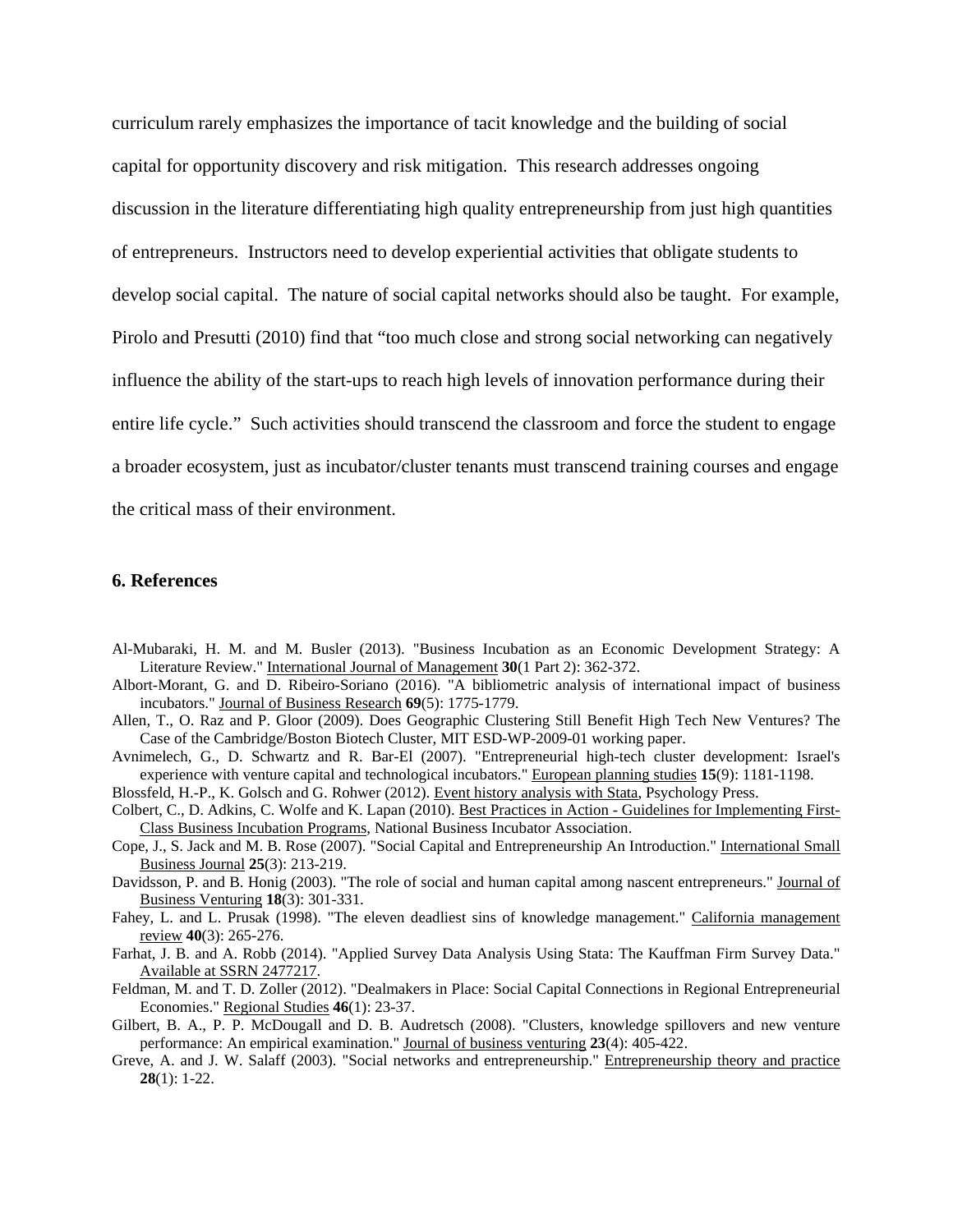curriculum rarely emphasizes the importance of tacit knowledge and the building of social capital for opportunity discovery and risk mitigation. This research addresses ongoing discussion in the literature differentiating high quality entrepreneurship from just high quantities of entrepreneurs. Instructors need to develop experiential activities that obligate students to develop social capital. The nature of social capital networks should also be taught. For example, Pirolo and Presutti (2010) find that "too much close and strong social networking can negatively influence the ability of the start-ups to reach high levels of innovation performance during their entire life cycle." Such activities should transcend the classroom and force the student to engage a broader ecosystem, just as incubator/cluster tenants must transcend training courses and engage the critical mass of their environment.

## 6. References

Al-Mubaraki, H. M. and M. Busler (2013). "Business Incubation as an Economic Development Strategy: A Literature Review." International Journal of Management **30**(1 Part 2): 362-372.

Albort-Morant, G. and D. Ribeiro-Soriano (2016). "A bibliometric analysis of international impact of business incubators." Journal of Business Research **69**(5): 1775-1779.

Allen, T., O. Raz and P. Gloor (2009). Does Geographic Clustering Still Benefit High Tech New Ventures? The Case of the Cambridge/Boston Biotech Cluster, MIT ESD-WP-2009-01 working paper.

Avnimelech, G., D. Schwartz and R. Bar-El (2007). "Entrepreneurial high-tech cluster development: Israel's experience with venture capital and technological incubators." European planning studies **15**(9): 1181-1198.

Blossfeld, H.-P., K. Golsch and G. Rohwer (2012). Event history analysis with Stata, Psychology Press.

Colbert, C., D. Adkins, C. Wolfe and K. Lapan (2010). Best Practices in Action - Guidelines for Implementing First-Class Business Incubation Programs, National Business Incubator Association.

Cope, J., S. Jack and M. B. Rose (2007). "Social Capital and Entrepreneurship An Introduction." International Small Business Journal **25**(3): 213-219.

Davidsson, P. and B. Honig (2003). "The role of social and human capital among nascent entrepreneurs." Journal of Business Venturing **18**(3): 301-331.

Fahey, L. and L. Prusak (1998). "The eleven deadliest sins of knowledge management." California management review **40**(3): 265-276.

Farhat, J. B. and A. Robb (2014). "Applied Survey Data Analysis Using Stata: The Kauffman Firm Survey Data." Available at SSRN 2477217.

Feldman, M. and T. D. Zoller (2012). "Dealmakers in Place: Social Capital Connections in Regional Entrepreneurial Economies." Regional Studies **46**(1): 23-37.

Gilbert, B. A., P. P. McDougall and D. B. Audretsch (2008). "Clusters, knowledge spillovers and new venture performance: An empirical examination." Journal of business venturing **23**(4): 405-422.

Greve, A. and J. W. Salaff (2003). "Social networks and entrepreneurship." Entrepreneurship theory and practice **28**(1): 1-22.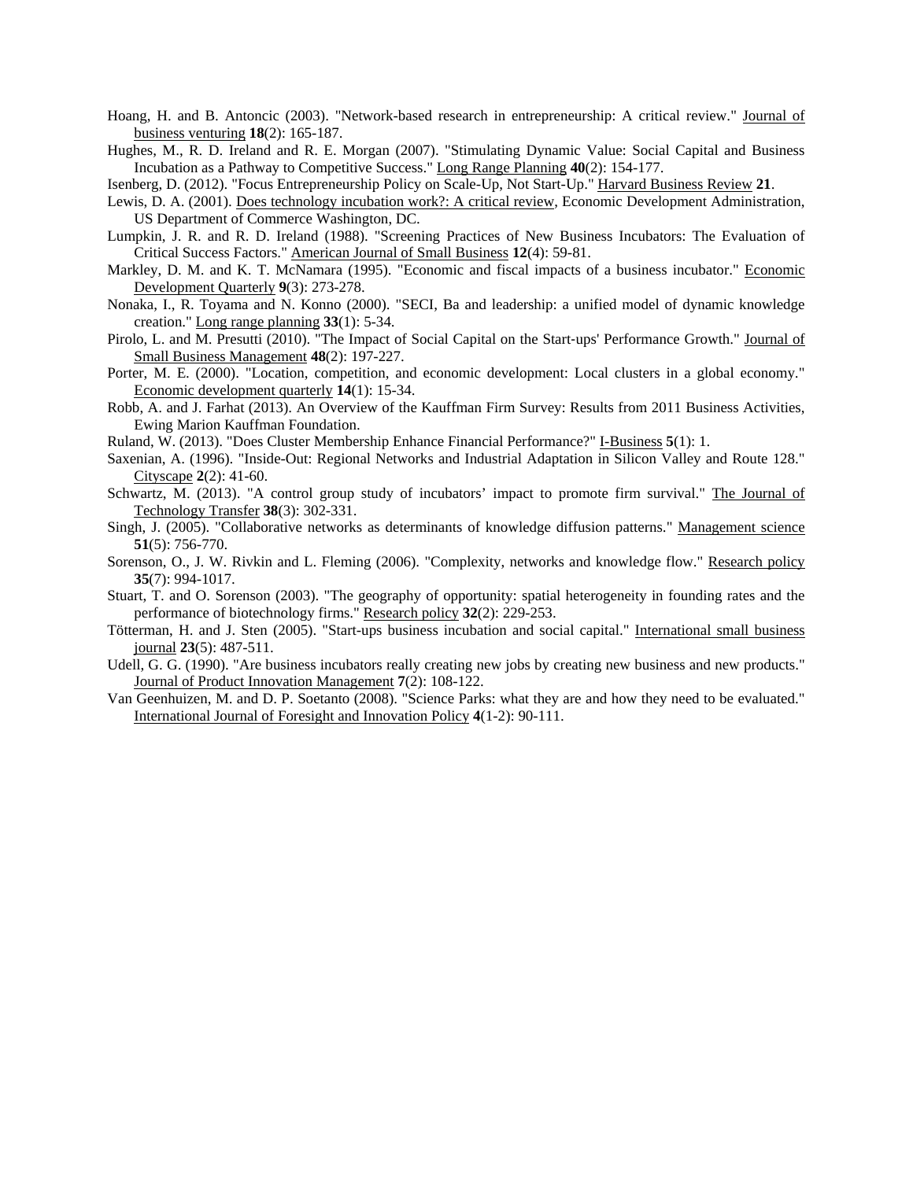Hoang, H. and B. Antoncic (2003). "Network-based research in entrepreneurship: A critical review." Journal of business venturing **18**(2): 165-187.

Hughes, M., R. D. Ireland and R. E. Morgan (2007). "Stimulating Dynamic Value: Social Capital and Business Incubation as a Pathway to Competitive Success." Long Range Planning **40**(2): 154-177.

Isenberg, D. (2012). "Focus Entrepreneurship Policy on Scale-Up, Not Start-Up." Harvard Business Review **21**.

Lewis, D. A. (2001). Does technology incubation work?: A critical review, Economic Development Administration, US Department of Commerce Washington, DC.

Lumpkin, J. R. and R. D. Ireland (1988). "Screening Practices of New Business Incubators: The Evaluation of Critical Success Factors." American Journal of Small Business **12**(4): 59-81.

Markley, D. M. and K. T. McNamara (1995). "Economic and fiscal impacts of a business incubator." Economic Development Quarterly **9**(3): 273-278.

Nonaka, I., R. Toyama and N. Konno (2000). "SECI, Ba and leadership: a unified model of dynamic knowledge creation." Long range planning **33**(1): 5-34.

Pirolo, L. and M. Presutti (2010). "The Impact of Social Capital on the Start-ups' Performance Growth." Journal of Small Business Management **48**(2): 197-227.

Porter, M. E. (2000). "Location, competition, and economic development: Local clusters in a global economy." Economic development quarterly **14**(1): 15-34.

Robb, A. and J. Farhat (2013). An Overview of the Kauffman Firm Survey: Results from 2011 Business Activities, Ewing Marion Kauffman Foundation.

Ruland, W. (2013). "Does Cluster Membership Enhance Financial Performance?" I-Business **5**(1): 1.

Saxenian, A. (1996). "Inside-Out: Regional Networks and Industrial Adaptation in Silicon Valley and Route 128." Cityscape **2**(2): 41-60.

Schwartz, M. (2013). "A control group study of incubators' impact to promote firm survival." The Journal of Technology Transfer **38**(3): 302-331.

Singh, J. (2005). "Collaborative networks as determinants of knowledge diffusion patterns." Management science **51**(5): 756-770.

Sorenson, O., J. W. Rivkin and L. Fleming (2006). "Complexity, networks and knowledge flow." Research policy **35**(7): 994-1017.

Stuart, T. and O. Sorenson (2003). "The geography of opportunity: spatial heterogeneity in founding rates and the performance of biotechnology firms." Research policy **32**(2): 229-253.

Tötterman, H. and J. Sten (2005). "Start-ups business incubation and social capital." International small business journal **23**(5): 487-511.

Udell, G. G. (1990). "Are business incubators really creating new jobs by creating new business and new products." Journal of Product Innovation Management **7**(2): 108-122.

Van Geenhuizen, M. and D. P. Soetanto (2008). "Science Parks: what they are and how they need to be evaluated." International Journal of Foresight and Innovation Policy **4**(1-2): 90-111.